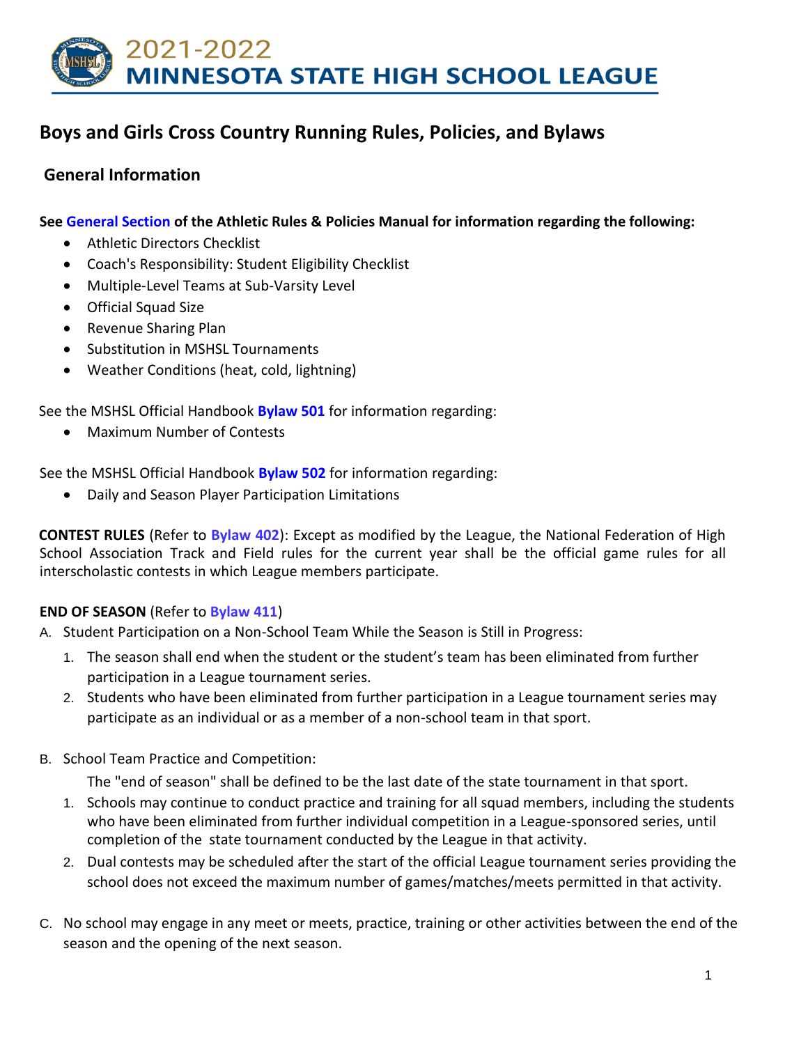# 2021-2022 MINNESOTA STATE HIGH SCHOOL LEAGUE

## Boys and Girls Cross Country Running Rules, Policies, and Bylaws

### General Information

**See General Section of the Athletic Rules & Policies Manual for information regarding the following:**

- Athletic Directors Checklist
- Coach's Responsibility: Student Eligibility Checklist
- Multiple-Level Teams at Sub-Varsity Level
- Official Squad Size
- Revenue Sharing Plan
- Substitution in MSHSL Tournaments
- Weather Conditions (heat, cold, lightning)

See the MSHSL Official Handbook **Bylaw 501** for information regarding:

- Maximum Number of Contests

See the MSHSL Official Handbook **Bylaw 502** for information regarding:

- Daily and Season Player Participation Limitations

**CONTEST RULES** (Refer to **Bylaw 402**): Except as modified by the League, the National Federation of High School Association Track and Field rules for the current year shall be the official game rules for all interscholastic contests in which League members participate.

**END OF SEASON** (Refer to **Bylaw 411**)

A. Student Participation on a Non-School Team While the Season is Still in Progress:
   1. The season shall end when the student or the student's team has been eliminated from further participation in a League tournament series.
   2. Students who have been eliminated from further participation in a League tournament series may participate as an individual or as a member of a non-school team in that sport.

B. School Team Practice and Competition:

   The "end of season" shall be defined to be the last date of the state tournament in that sport.

   1. Schools may continue to conduct practice and training for all squad members, including the students who have been eliminated from further individual competition in a League-sponsored series, until completion of the state tournament conducted by the League in that activity.
   2. Dual contests may be scheduled after the start of the official League tournament series providing the school does not exceed the maximum number of games/matches/meets permitted in that activity.

C. No school may engage in any meet or meets, practice, training or other activities between the end of the season and the opening of the next season.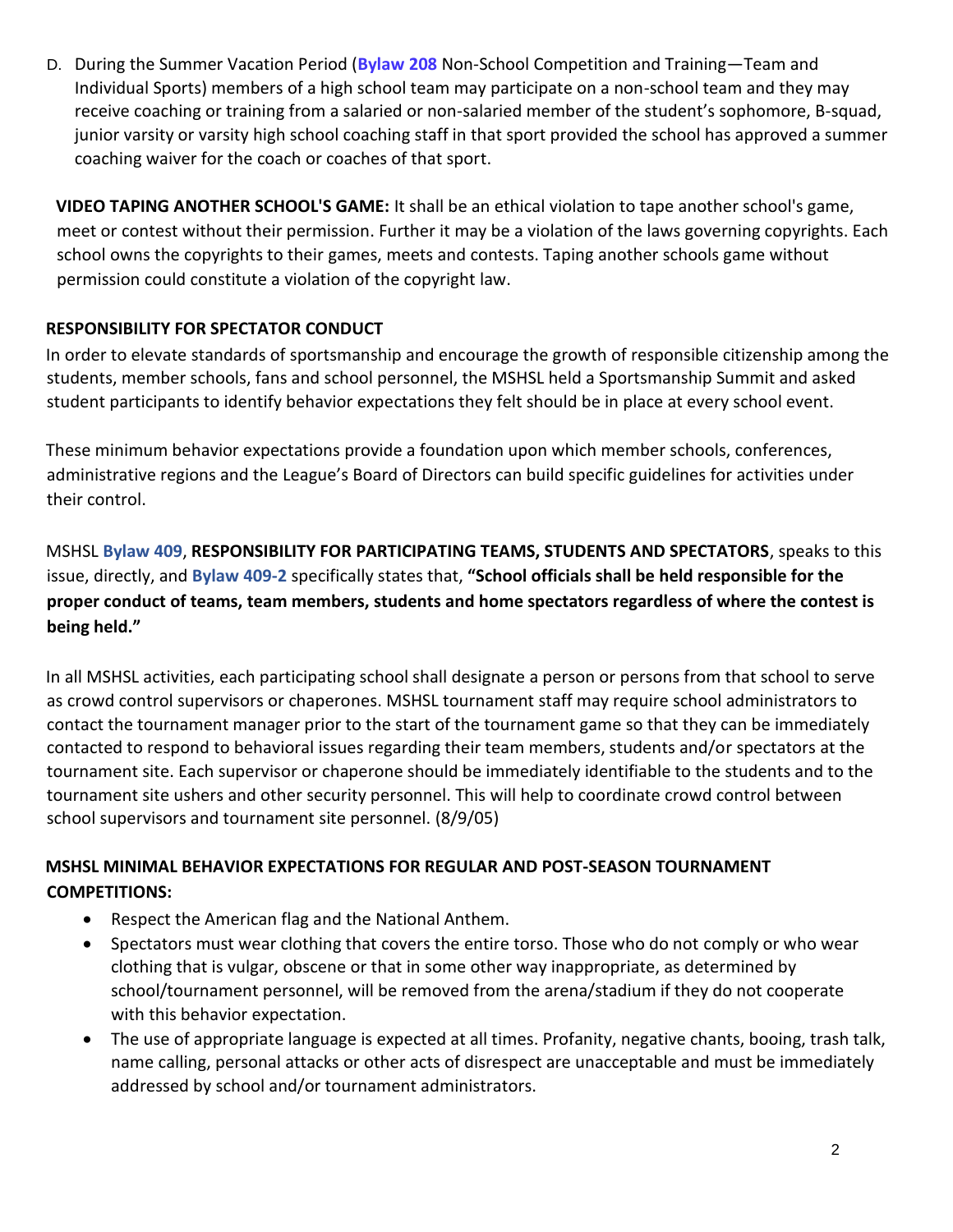D. During the Summer Vacation Period (**Bylaw 208** Non-School Competition and Training—Team and Individual Sports) members of a high school team may participate on a non-school team and they may receive coaching or training from a salaried or non-salaried member of the student's sophomore, B-squad, junior varsity or varsity high school coaching staff in that sport provided the school has approved a summer coaching waiver for the coach or coaches of that sport.

**VIDEO TAPING ANOTHER SCHOOL'S GAME:** It shall be an ethical violation to tape another school's game, meet or contest without their permission. Further it may be a violation of the laws governing copyrights. Each school owns the copyrights to their games, meets and contests. Taping another schools game without permission could constitute a violation of the copyright law.

**RESPONSIBILITY FOR SPECTATOR CONDUCT**

In order to elevate standards of sportsmanship and encourage the growth of responsible citizenship among the students, member schools, fans and school personnel, the MSHSL held a Sportsmanship Summit and asked student participants to identify behavior expectations they felt should be in place at every school event.

These minimum behavior expectations provide a foundation upon which member schools, conferences, administrative regions and the League's Board of Directors can build specific guidelines for activities under their control.

MSHSL **Bylaw 409**, **RESPONSIBILITY FOR PARTICIPATING TEAMS, STUDENTS AND SPECTATORS**, speaks to this issue, directly, and **Bylaw 409-2** specifically states that, **"School officials shall be held responsible for the proper conduct of teams, team members, students and home spectators regardless of where the contest is being held."**

In all MSHSL activities, each participating school shall designate a person or persons from that school to serve as crowd control supervisors or chaperones. MSHSL tournament staff may require school administrators to contact the tournament manager prior to the start of the tournament game so that they can be immediately contacted to respond to behavioral issues regarding their team members, students and/or spectators at the tournament site. Each supervisor or chaperone should be immediately identifiable to the students and to the tournament site ushers and other security personnel. This will help to coordinate crowd control between school supervisors and tournament site personnel. (8/9/05)

**MSHSL MINIMAL BEHAVIOR EXPECTATIONS FOR REGULAR AND POST-SEASON TOURNAMENT COMPETITIONS:**

- Respect the American flag and the National Anthem.
- Spectators must wear clothing that covers the entire torso. Those who do not comply or who wear clothing that is vulgar, obscene or that in some other way inappropriate, as determined by school/tournament personnel, will be removed from the arena/stadium if they do not cooperate with this behavior expectation.
- The use of appropriate language is expected at all times. Profanity, negative chants, booing, trash talk, name calling, personal attacks or other acts of disrespect are unacceptable and must be immediately addressed by school and/or tournament administrators.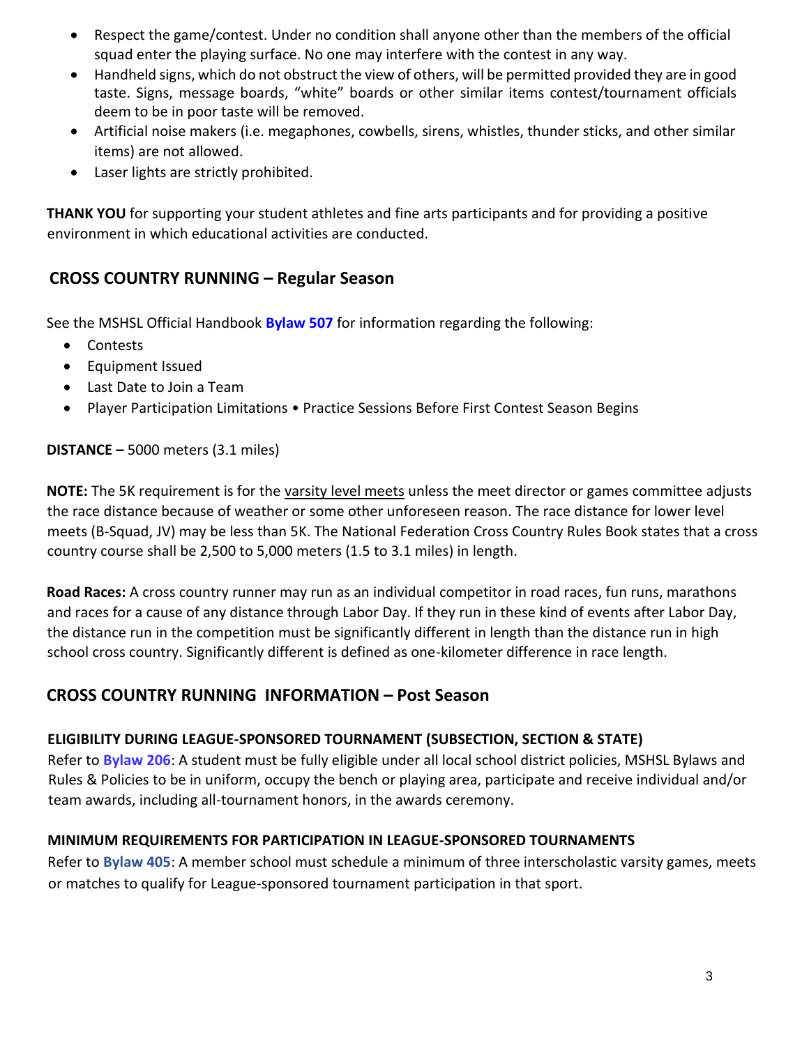- Respect the game/contest. Under no condition shall anyone other than the members of the official squad enter the playing surface. No one may interfere with the contest in any way.
- Handheld signs, which do not obstruct the view of others, will be permitted provided they are in good taste. Signs, message boards, "white" boards or other similar items contest/tournament officials deem to be in poor taste will be removed.
- Artificial noise makers (i.e. megaphones, cowbells, sirens, whistles, thunder sticks, and other similar items) are not allowed.
- Laser lights are strictly prohibited.

**THANK YOU** for supporting your student athletes and fine arts participants and for providing a positive environment in which educational activities are conducted.

## CROSS COUNTRY RUNNING – Regular Season

See the MSHSL Official Handbook **Bylaw 507** for information regarding the following:

- Contests
- Equipment Issued
- Last Date to Join a Team
- Player Participation Limitations • Practice Sessions Before First Contest Season Begins

**DISTANCE –** 5000 meters (3.1 miles)

**NOTE:** The 5K requirement is for the varsity level meets unless the meet director or games committee adjusts the race distance because of weather or some other unforeseen reason. The race distance for lower level meets (B-Squad, JV) may be less than 5K. The National Federation Cross Country Rules Book states that a cross country course shall be 2,500 to 5,000 meters (1.5 to 3.1 miles) in length.

**Road Races:** A cross country runner may run as an individual competitor in road races, fun runs, marathons and races for a cause of any distance through Labor Day. If they run in these kind of events after Labor Day, the distance run in the competition must be significantly different in length than the distance run in high school cross country. Significantly different is defined as one-kilometer difference in race length.

## CROSS COUNTRY RUNNING INFORMATION – Post Season

### ELIGIBILITY DURING LEAGUE-SPONSORED TOURNAMENT (SUBSECTION, SECTION & STATE)

Refer to **Bylaw 206**: A student must be fully eligible under all local school district policies, MSHSL Bylaws and Rules & Policies to be in uniform, occupy the bench or playing area, participate and receive individual and/or team awards, including all-tournament honors, in the awards ceremony.

### MINIMUM REQUIREMENTS FOR PARTICIPATION IN LEAGUE-SPONSORED TOURNAMENTS

Refer to **Bylaw 405**: A member school must schedule a minimum of three interscholastic varsity games, meets or matches to qualify for League-sponsored tournament participation in that sport.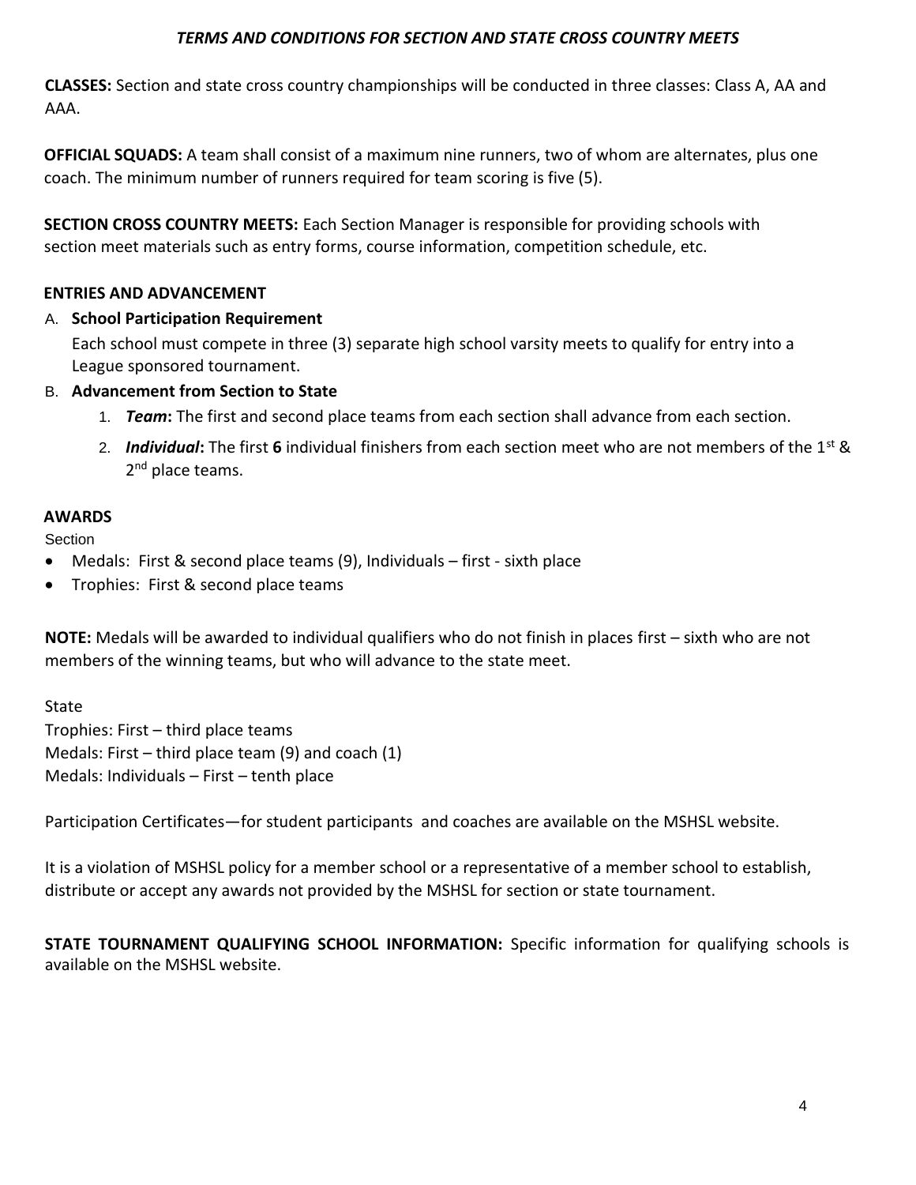## *TERMS AND CONDITIONS FOR SECTION AND STATE CROSS COUNTRY MEETS*

**CLASSES:** Section and state cross country championships will be conducted in three classes: Class A, AA and AAA.

**OFFICIAL SQUADS:** A team shall consist of a maximum nine runners, two of whom are alternates, plus one coach. The minimum number of runners required for team scoring is five (5).

**SECTION CROSS COUNTRY MEETS:** Each Section Manager is responsible for providing schools with section meet materials such as entry forms, course information, competition schedule, etc.

### ENTRIES AND ADVANCEMENT

A. **School Participation Requirement**

   Each school must compete in three (3) separate high school varsity meets to qualify for entry into a League sponsored tournament.

B. **Advancement from Section to State**
   1. ***Team*:** The first and second place teams from each section shall advance from each section.
   2. ***Individual*:** The first **6** individual finishers from each section meet who are not members of the 1st & 2nd place teams.

### AWARDS

Section

- Medals: First & second place teams (9), Individuals – first - sixth place
- Trophies: First & second place teams

**NOTE:** Medals will be awarded to individual qualifiers who do not finish in places first – sixth who are not members of the winning teams, but who will advance to the state meet.

State

Trophies: First – third place teams
Medals: First – third place team (9) and coach (1)
Medals: Individuals – First – tenth place

Participation Certificates—for student participants and coaches are available on the MSHSL website.

It is a violation of MSHSL policy for a member school or a representative of a member school to establish, distribute or accept any awards not provided by the MSHSL for section or state tournament.

**STATE TOURNAMENT QUALIFYING SCHOOL INFORMATION:** Specific information for qualifying schools is available on the MSHSL website.